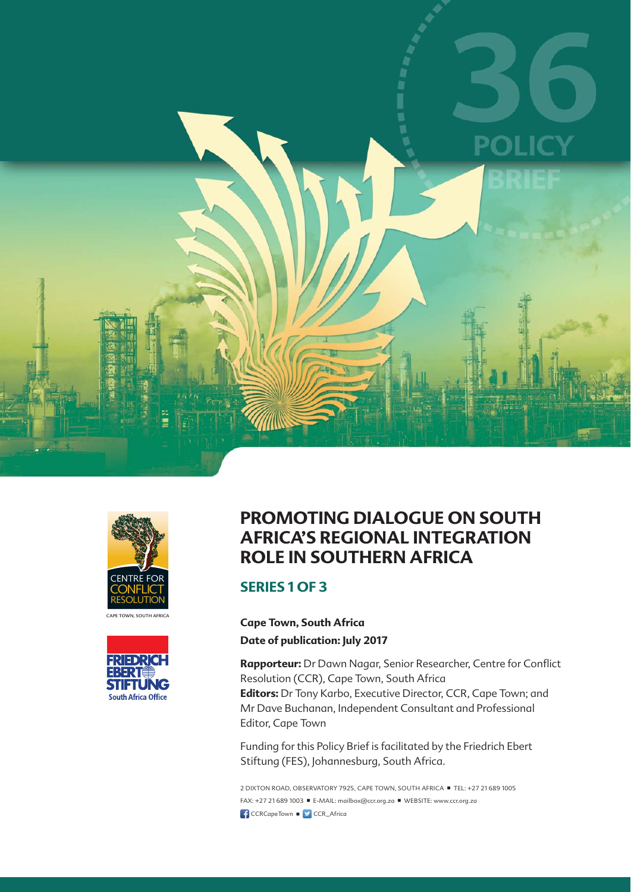36

POLICY BRIEF

CENTRE FOR CONFLICT RESOLUTION

CAPE TOWN, SOUTH AFRICA

FRIEDRICH EBERT STIFTUNG

South Africa Office

# PROMOTING DIALOGUE ON SOUTH AFRICA'S REGIONAL INTEGRATION ROLE IN SOUTHERN AFRICA

## SERIES 1 OF 3

**Cape Town, South Africa**

**Date of publication: July 2017**

**Rapporteur:** Dr Dawn Nagar, Senior Researcher, Centre for Conflict Resolution (CCR), Cape Town, South Africa

**Editors:** Dr Tony Karbo, Executive Director, CCR, Cape Town; and Mr Dave Buchanan, Independent Consultant and Professional Editor, Cape Town

Funding for this Policy Brief is facilitated by the Friedrich Ebert Stiftung (FES), Johannesburg, South Africa.

2 DIXTON ROAD, OBSERVATORY 7925, CAPE TOWN, SOUTH AFRICA ■ TEL: +27 21 689 1005
FAX: +27 21 689 1003 ■ E-MAIL: mailbox@ccr.org.za ■ WEBSITE: www.ccr.org.za
CCRCapeTown ■ CCR_Africa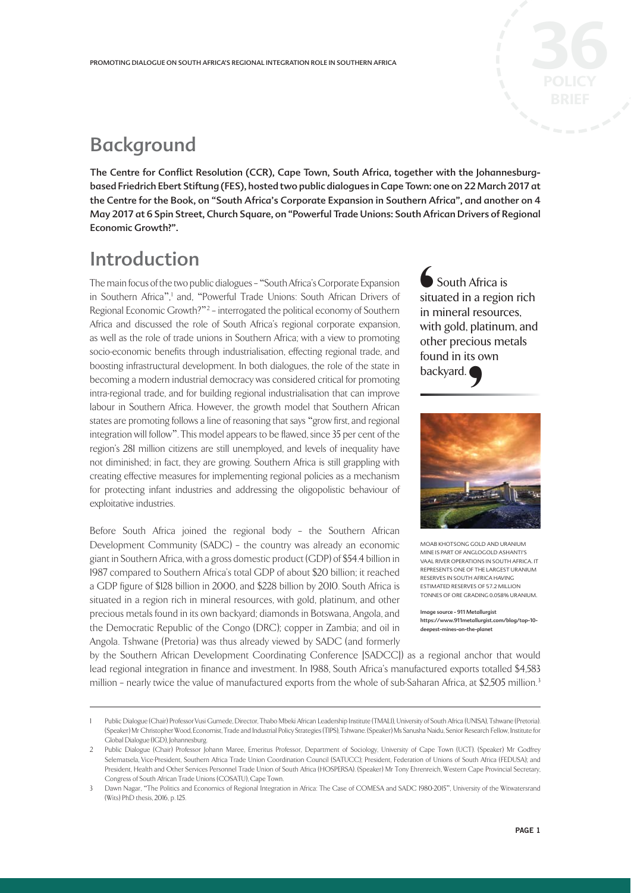## Background

**The Centre for Conflict Resolution (CCR), Cape Town, South Africa, together with the Johannesburg-based Friedrich Ebert Stiftung (FES), hosted two public dialogues in Cape Town: one on 22 March 2017 at the Centre for the Book, on "South Africa's Corporate Expansion in Southern Africa", and another on 4 May 2017 at 6 Spin Street, Church Square, on "Powerful Trade Unions: South African Drivers of Regional Economic Growth?".**

## Introduction

The main focus of the two public dialogues – "South Africa's Corporate Expansion in Southern Africa",[1] and, "Powerful Trade Unions: South African Drivers of Regional Economic Growth?"[2] – interrogated the political economy of Southern Africa and discussed the role of South Africa's regional corporate expansion, as well as the role of trade unions in Southern Africa; with a view to promoting socio-economic benefits through industrialisation, effecting regional trade, and boosting infrastructural development. In both dialogues, the role of the state in becoming a modern industrial democracy was considered critical for promoting intra-regional trade, and for building regional industrialisation that can improve labour in Southern Africa. However, the growth model that Southern African states are promoting follows a line of reasoning that says "grow first, and regional integration will follow". This model appears to be flawed, since 35 per cent of the region's 281 million citizens are still unemployed, and levels of inequality have not diminished; in fact, they are growing. Southern Africa is still grappling with creating effective measures for implementing regional policies as a mechanism for protecting infant industries and addressing the oligopolistic behaviour of exploitative industries.

> South Africa is situated in a region rich in mineral resources, with gold, platinum, and other precious metals found in its own backyard.

MOAB KHOTSONG GOLD AND URANIUM MINE IS PART OF ANGLOGOLD ASHANTI'S VAAL RIVER OPERATIONS IN SOUTH AFRICA. IT REPRESENTS ONE OF THE LARGEST URANIUM RESERVES IN SOUTH AFRICA HAVING ESTIMATED RESERVES OF 57.2 MILLION TONNES OF ORE GRADING 0.058% URANIUM.

Image source - 911 Metallurgist https://www.911metallurgist.com/blog/top-10-deepest-mines-on-the-planet

Before South Africa joined the regional body – the Southern African Development Community (SADC) – the country was already an economic giant in Southern Africa, with a gross domestic product (GDP) of $54.4 billion in 1987 compared to Southern Africa's total GDP of about $20 billion; it reached a GDP figure of $128 billion in 2000, and $228 billion by 2010. South Africa is situated in a region rich in mineral resources, with gold, platinum, and other precious metals found in its own backyard; diamonds in Botswana, Angola, and the Democratic Republic of the Congo (DRC); copper in Zambia; and oil in Angola. Tshwane (Pretoria) was thus already viewed by SADC (and formerly by the Southern African Development Coordinating Conference [SADCC]) as a regional anchor that would lead regional integration in finance and investment. In 1988, South Africa's manufactured exports totalled $4,583 million – nearly twice the value of manufactured exports from the whole of sub-Saharan Africa, at $2,505 million.[3]

---

1 Public Dialogue (Chair) Professor Vusi Gumede, Director, Thabo Mbeki African Leadership Institute (TMALI), University of South Africa (UNISA), Tshwane (Pretoria). (Speaker) Mr Christopher Wood, Economist, Trade and Industrial Policy Strategies (TIPS), Tshwane. (Speaker) Ms Sanusha Naidu, Senior Research Fellow, Institute for Global Dialogue (IGD), Johannesburg.

2 Public Dialogue (Chair) Professor Johann Maree, Emeritus Professor, Department of Sociology, University of Cape Town (UCT). (Speaker) Mr Godfrey Selematsela, Vice-President, Southern Africa Trade Union Coordination Council (SATUCC); President, Federation of Unions of South Africa (FEDUSA); and President, Health and Other Services Personnel Trade Union of South Africa (HOSPERSA). (Speaker) Mr Tony Ehrenreich, Western Cape Provincial Secretary, Congress of South African Trade Unions (COSATU), Cape Town.

3 Dawn Nagar, "The Politics and Economics of Regional Integration in Africa: The Case of COMESA and SADC 1980-2015", University of the Witwatersrand (Wits) PhD thesis, 2016, p. 125.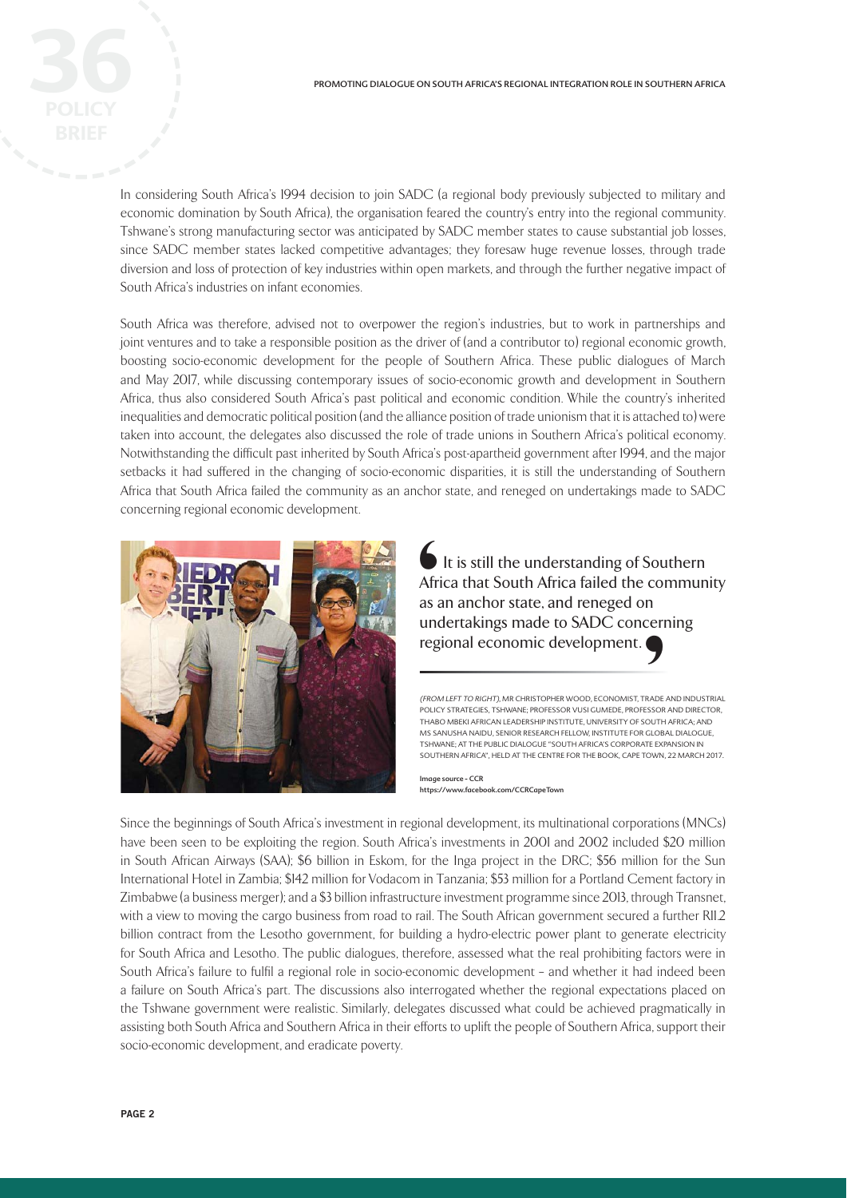In considering South Africa's 1994 decision to join SADC (a regional body previously subjected to military and economic domination by South Africa), the organisation feared the country's entry into the regional community. Tshwane's strong manufacturing sector was anticipated by SADC member states to cause substantial job losses, since SADC member states lacked competitive advantages; they foresaw huge revenue losses, through trade diversion and loss of protection of key industries within open markets, and through the further negative impact of South Africa's industries on infant economies.

South Africa was therefore, advised not to overpower the region's industries, but to work in partnerships and joint ventures and to take a responsible position as the driver of (and a contributor to) regional economic growth, boosting socio-economic development for the people of Southern Africa. These public dialogues of March and May 2017, while discussing contemporary issues of socio-economic growth and development in Southern Africa, thus also considered South Africa's past political and economic condition. While the country's inherited inequalities and democratic political position (and the alliance position of trade unionism that it is attached to) were taken into account, the delegates also discussed the role of trade unions in Southern Africa's political economy. Notwithstanding the difficult past inherited by South Africa's post-apartheid government after 1994, and the major setbacks it had suffered in the changing of socio-economic disparities, it is still the understanding of Southern Africa that South Africa failed the community as an anchor state, and reneged on undertakings made to SADC concerning regional economic development.

> It is still the understanding of Southern Africa that South Africa failed the community as an anchor state, and reneged on undertakings made to SADC concerning regional economic development.

*(FROM LEFT TO RIGHT)*, MR CHRISTOPHER WOOD, ECONOMIST, TRADE AND INDUSTRIAL POLICY STRATEGIES, TSHWANE; PROFESSOR VUSI GUMEDE, PROFESSOR AND DIRECTOR, THABO MBEKI AFRICAN LEADERSHIP INSTITUTE, UNIVERSITY OF SOUTH AFRICA; AND MS SANUSHA NAIDU, SENIOR RESEARCH FELLOW, INSTITUTE FOR GLOBAL DIALOGUE, TSHWANE; AT THE PUBLIC DIALOGUE "SOUTH AFRICA'S CORPORATE EXPANSION IN SOUTHERN AFRICA", HELD AT THE CENTRE FOR THE BOOK, CAPE TOWN, 22 MARCH 2017.

Image source - CCR
https://www.facebook.com/CCRCapeTown

Since the beginnings of South Africa's investment in regional development, its multinational corporations (MNCs) have been seen to be exploiting the region. South Africa's investments in 2001 and 2002 included $20 million in South African Airways (SAA); $6 billion in Eskom, for the Inga project in the DRC; $56 million for the Sun International Hotel in Zambia; $142 million for Vodacom in Tanzania; $53 million for a Portland Cement factory in Zimbabwe (a business merger); and a $3 billion infrastructure investment programme since 2013, through Transnet, with a view to moving the cargo business from road to rail. The South African government secured a further R11.2 billion contract from the Lesotho government, for building a hydro-electric power plant to generate electricity for South Africa and Lesotho. The public dialogues, therefore, assessed what the real prohibiting factors were in South Africa's failure to fulfil a regional role in socio-economic development – and whether it had indeed been a failure on South Africa's part. The discussions also interrogated whether the regional expectations placed on the Tshwane government were realistic. Similarly, delegates discussed what could be achieved pragmatically in assisting both South Africa and Southern Africa in their efforts to uplift the people of Southern Africa, support their socio-economic development, and eradicate poverty.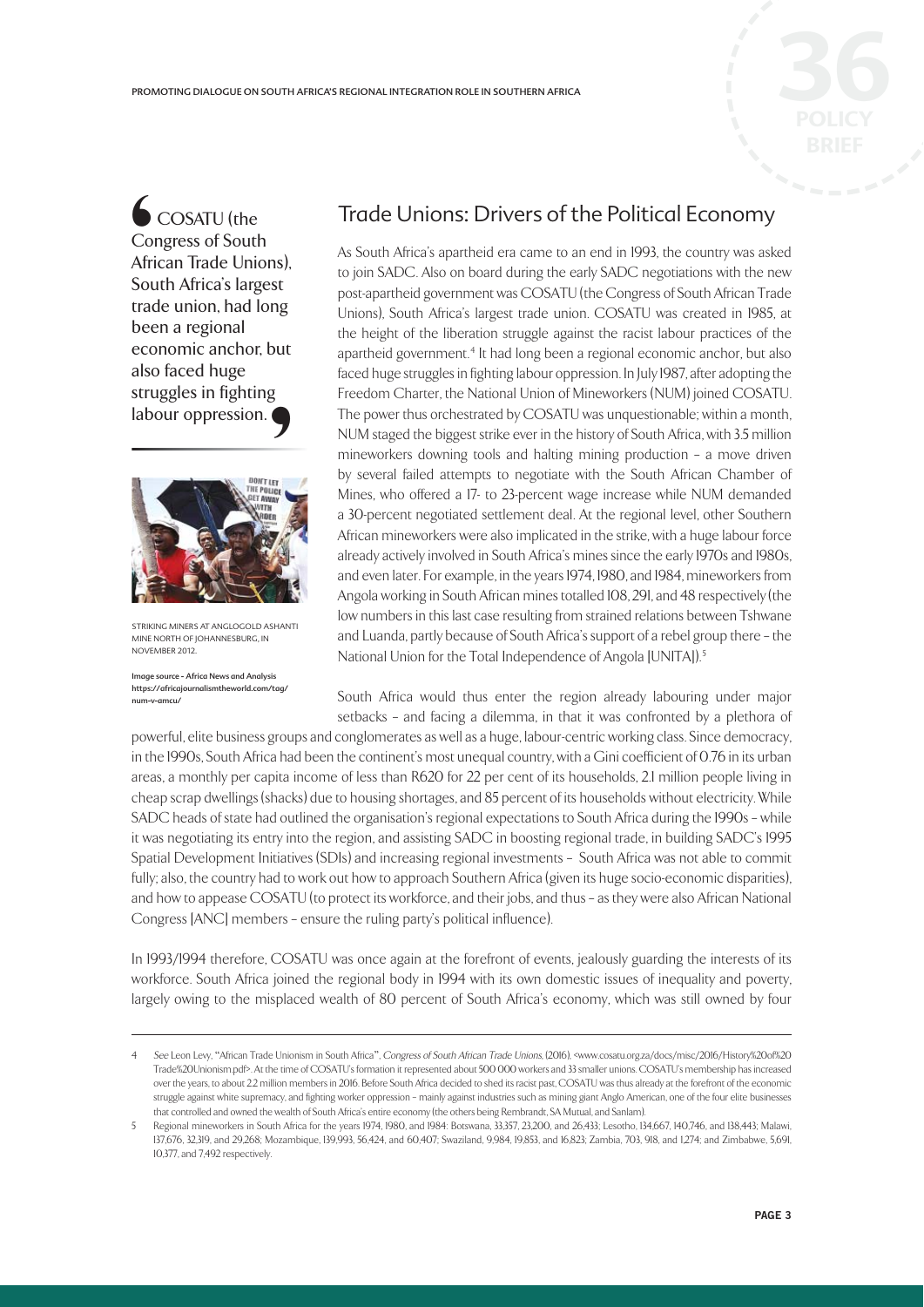> COSATU (the Congress of South African Trade Unions), South Africa's largest trade union, had long been a regional economic anchor, but also faced huge struggles in fighting labour oppression.

STRIKING MINERS AT ANGLOGOLD ASHANTI MINE NORTH OF JOHANNESBURG, IN NOVEMBER 2012.

Image source - Africa News and Analysis https://africajournalismtheworld.com/tag/num-v-amcu/

## Trade Unions: Drivers of the Political Economy

As South Africa's apartheid era came to an end in 1993, the country was asked to join SADC. Also on board during the early SADC negotiations with the new post-apartheid government was COSATU (the Congress of South African Trade Unions), South Africa's largest trade union. COSATU was created in 1985, at the height of the liberation struggle against the racist labour practices of the apartheid government.[4] It had long been a regional economic anchor, but also faced huge struggles in fighting labour oppression. In July 1987, after adopting the Freedom Charter, the National Union of Mineworkers (NUM) joined COSATU. The power thus orchestrated by COSATU was unquestionable; within a month, NUM staged the biggest strike ever in the history of South Africa, with 3.5 million mineworkers downing tools and halting mining production – a move driven by several failed attempts to negotiate with the South African Chamber of Mines, who offered a 17- to 23-percent wage increase while NUM demanded a 30-percent negotiated settlement deal. At the regional level, other Southern African mineworkers were also implicated in the strike, with a huge labour force already actively involved in South Africa's mines since the early 1970s and 1980s, and even later. For example, in the years 1974, 1980, and 1984, mineworkers from Angola working in South African mines totalled 108, 291, and 48 respectively (the low numbers in this last case resulting from strained relations between Tshwane and Luanda, partly because of South Africa's support of a rebel group there – the National Union for the Total Independence of Angola [UNITA]).[5]

South Africa would thus enter the region already labouring under major setbacks – and facing a dilemma, in that it was confronted by a plethora of powerful, elite business groups and conglomerates as well as a huge, labour-centric working class. Since democracy, in the 1990s, South Africa had been the continent's most unequal country, with a Gini coefficient of 0.76 in its urban areas, a monthly per capita income of less than R620 for 22 per cent of its households, 2.1 million people living in cheap scrap dwellings (shacks) due to housing shortages, and 85 percent of its households without electricity. While SADC heads of state had outlined the organisation's regional expectations to South Africa during the 1990s – while it was negotiating its entry into the region, and assisting SADC in boosting regional trade, in building SADC's 1995 Spatial Development Initiatives (SDIs) and increasing regional investments – South Africa was not able to commit fully; also, the country had to work out how to approach Southern Africa (given its huge socio-economic disparities), and how to appease COSATU (to protect its workforce, and their jobs, and thus – as they were also African National Congress [ANC] members – ensure the ruling party's political influence).

In 1993/1994 therefore, COSATU was once again at the forefront of events, jealously guarding the interests of its workforce. South Africa joined the regional body in 1994 with its own domestic issues of inequality and poverty, largely owing to the misplaced wealth of 80 percent of South Africa's economy, which was still owned by four

---

4 *See* Leon Levy, "African Trade Unionism in South Africa", *Congress of South African Trade Unions*, (2016), <www.cosatu.org.za/docs/misc/2016/History%20of%20Trade%20Unionism.pdf>. At the time of COSATU's formation it represented about 500 000 workers and 33 smaller unions. COSATU's membership has increased over the years, to about 2.2 million members in 2016. Before South Africa decided to shed its racist past, COSATU was thus already at the forefront of the economic struggle against white supremacy, and fighting worker oppression – mainly against industries such as mining giant Anglo American, one of the four elite businesses that controlled and owned the wealth of South Africa's entire economy (the others being Rembrandt, SA Mutual, and Sanlam).

5 Regional mineworkers in South Africa for the years 1974, 1980, and 1984: Botswana, 33,357, 23,200, and 26,433; Lesotho, 134,667, 140,746, and 138,443; Malawi, 137,676, 32,319, and 29,268; Mozambique, 139,993, 56,424, and 60,407; Swaziland, 9,984, 19,853, and 16,823; Zambia, 703, 918, and 1,274; and Zimbabwe, 5,691, 10,377, and 7,492 respectively.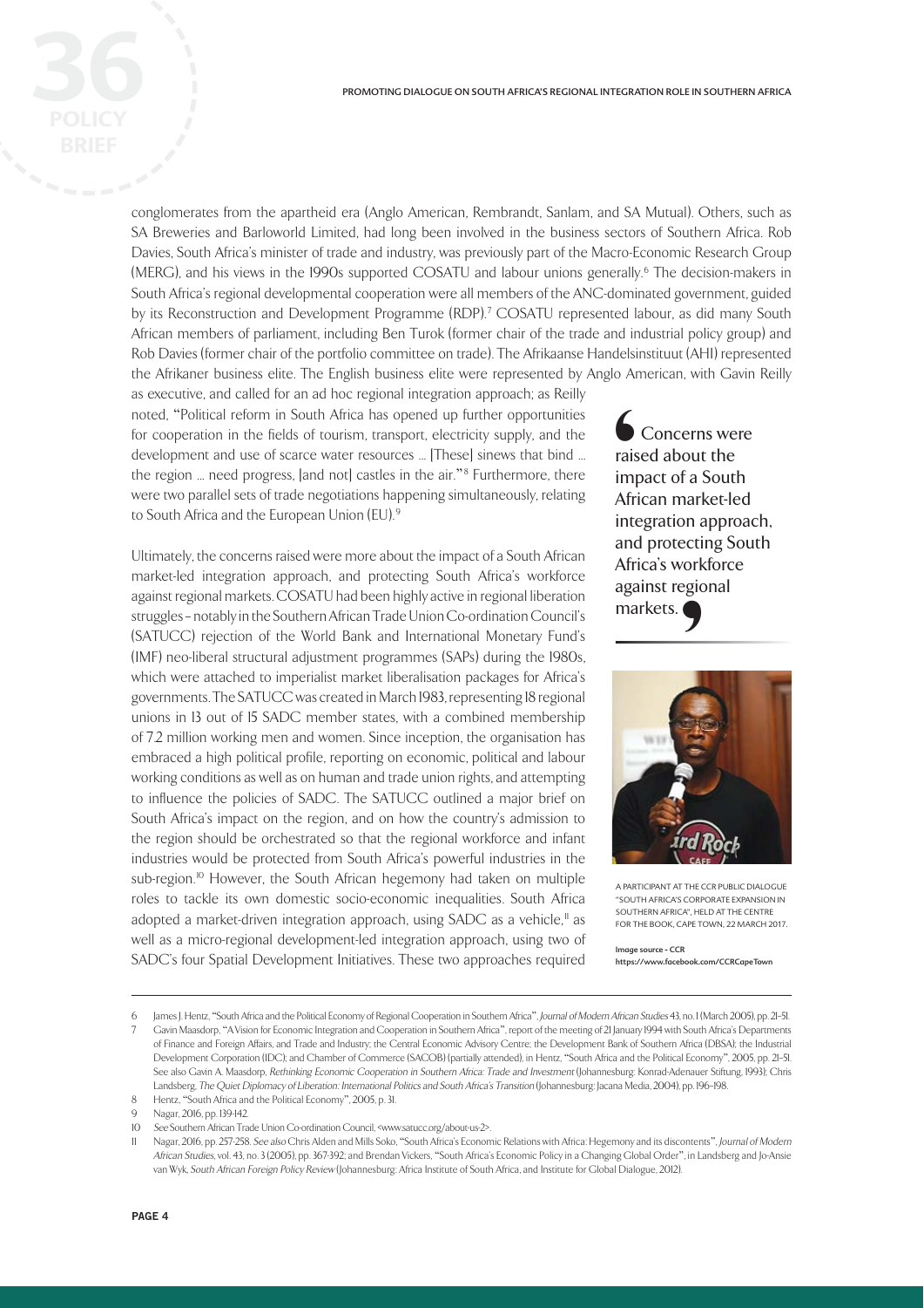conglomerates from the apartheid era (Anglo American, Rembrandt, Sanlam, and SA Mutual). Others, such as SA Breweries and Barloworld Limited, had long been involved in the business sectors of Southern Africa. Rob Davies, South Africa's minister of trade and industry, was previously part of the Macro-Economic Research Group (MERG), and his views in the 1990s supported COSATU and labour unions generally.[6] The decision-makers in South Africa's regional developmental cooperation were all members of the ANC-dominated government, guided by its Reconstruction and Development Programme (RDP).[7] COSATU represented labour, as did many South African members of parliament, including Ben Turok (former chair of the trade and industrial policy group) and Rob Davies (former chair of the portfolio committee on trade). The Afrikaanse Handelsinstituut (AHI) represented the Afrikaner business elite. The English business elite were represented by Anglo American, with Gavin Reilly as executive, and called for an ad hoc regional integration approach; as Reilly noted, "Political reform in South Africa has opened up further opportunities for cooperation in the fields of tourism, transport, electricity supply, and the development and use of scarce water resources … [These] sinews that bind … the region … need progress, [and not] castles in the air."[8] Furthermore, there were two parallel sets of trade negotiations happening simultaneously, relating to South Africa and the European Union (EU).[9]

> Concerns were raised about the impact of a South African market-led integration approach, and protecting South Africa's workforce against regional markets.

Ultimately, the concerns raised were more about the impact of a South African market-led integration approach, and protecting South Africa's workforce against regional markets. COSATU had been highly active in regional liberation struggles – notably in the Southern African Trade Union Co-ordination Council's (SATUCC) rejection of the World Bank and International Monetary Fund's (IMF) neo-liberal structural adjustment programmes (SAPs) during the 1980s, which were attached to imperialist market liberalisation packages for Africa's governments. The SATUCC was created in March 1983, representing 18 regional unions in 13 out of 15 SADC member states, with a combined membership of 7.2 million working men and women. Since inception, the organisation has embraced a high political profile, reporting on economic, political and labour working conditions as well as on human and trade union rights, and attempting to influence the policies of SADC. The SATUCC outlined a major brief on South Africa's impact on the region, and on how the country's admission to the region should be orchestrated so that the regional workforce and infant industries would be protected from South Africa's powerful industries in the sub-region.[10] However, the South African hegemony had taken on multiple roles to tackle its own domestic socio-economic inequalities. South Africa adopted a market-driven integration approach, using SADC as a vehicle,[11] as well as a micro-regional development-led integration approach, using two of SADC's four Spatial Development Initiatives. These two approaches required

A PARTICIPANT AT THE CCR PUBLIC DIALOGUE "SOUTH AFRICA'S CORPORATE EXPANSION IN SOUTHERN AFRICA", HELD AT THE CENTRE FOR THE BOOK, CAPE TOWN, 22 MARCH 2017.

Image source - CCR
https://www.facebook.com/CCRCapeTown

---

6 James J. Hentz, "South Africa and the Political Economy of Regional Cooperation in Southern Africa", *Journal of Modern African Studies* 43, no.1 (March 2005), pp. 21–51.

7 Gavin Maasdorp, "A Vision for Economic Integration and Cooperation in Southern Africa", report of the meeting of 21 January 1994 with South Africa's Departments of Finance and Foreign Affairs, and Trade and Industry; the Central Economic Advisory Centre; the Development Bank of Southern Africa (DBSA); the Industrial Development Corporation (IDC); and Chamber of Commerce (SACOB) (partially attended), in Hentz, "South Africa and the Political Economy", 2005, pp. 21–51. See also Gavin A. Maasdorp, *Rethinking Economic Cooperation in Southern Africa: Trade and Investment* (Johannesburg: Konrad-Adenauer Stiftung, 1993); Chris Landsberg, *The Quiet Diplomacy of Liberation: International Politics and South Africa's Transition* (Johannesburg: Jacana Media, 2004), pp. 196–198.

8 Hentz, "South Africa and the Political Economy", 2005, p. 31.

9 Nagar, 2016, pp. 139-142.

10 *See* Southern African Trade Union Co-ordination Council, <www.satucc.org/about-us-2>.

11 Nagar, 2016, pp. 257-258. *See also* Chris Alden and Mills Soko, "South Africa's Economic Relations with Africa: Hegemony and its discontents", *Journal of Modern African Studies*, vol. 43, no. 3 (2005), pp. 367-392; and Brendan Vickers, "South Africa's Economic Policy in a Changing Global Order", in Landsberg and Jo-Ansie van Wyk, *South African Foreign Policy Review* (Johannesburg: Africa Institute of South Africa, and Institute for Global Dialogue, 2012).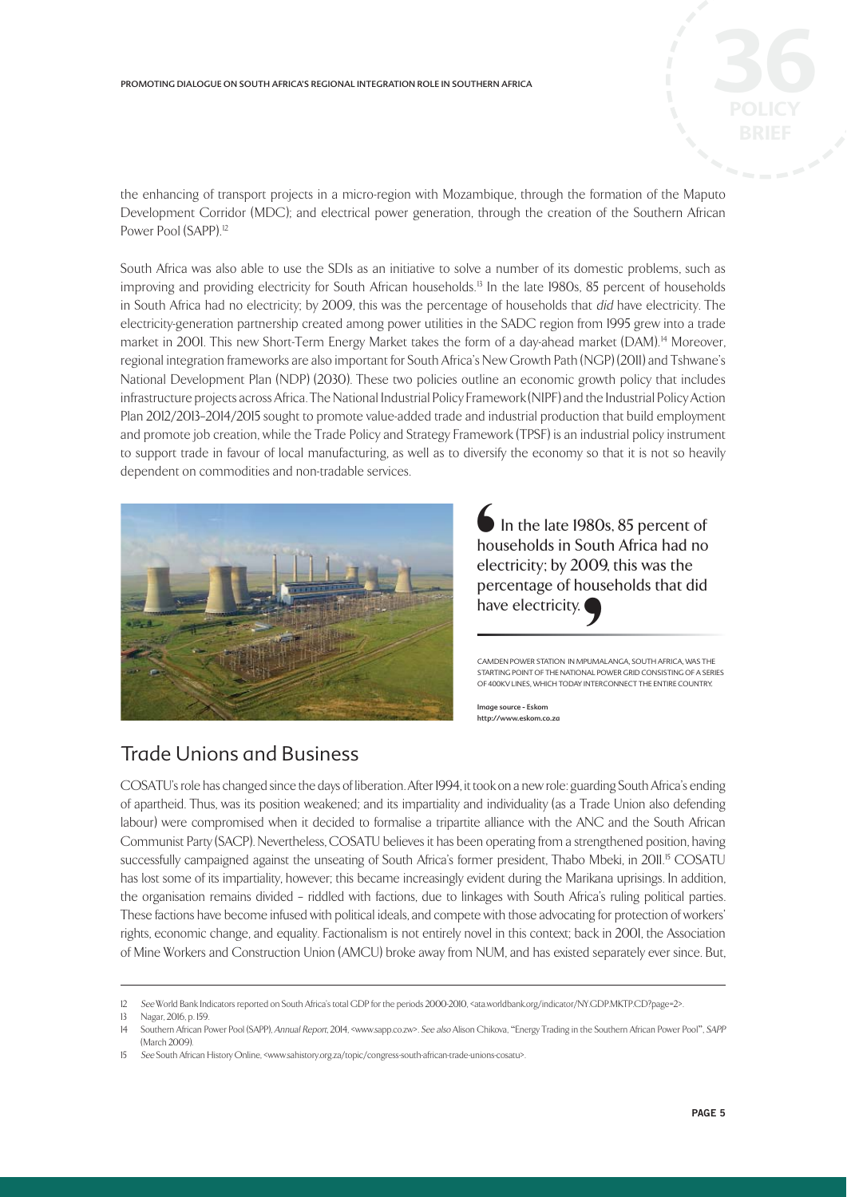the enhancing of transport projects in a micro-region with Mozambique, through the formation of the Maputo Development Corridor (MDC); and electrical power generation, through the creation of the Southern African Power Pool (SAPP).[12]

South Africa was also able to use the SDIs as an initiative to solve a number of its domestic problems, such as improving and providing electricity for South African households.[13] In the late 1980s, 85 percent of households in South Africa had no electricity; by 2009, this was the percentage of households that *did* have electricity. The electricity-generation partnership created among power utilities in the SADC region from 1995 grew into a trade market in 2001. This new Short-Term Energy Market takes the form of a day-ahead market (DAM).[14] Moreover, regional integration frameworks are also important for South Africa's New Growth Path (NGP) (2011) and Tshwane's National Development Plan (NDP) (2030). These two policies outline an economic growth policy that includes infrastructure projects across Africa. The National Industrial Policy Framework (NIPF) and the Industrial Policy Action Plan 2012/2013–2014/2015 sought to promote value-added trade and industrial production that build employment and promote job creation, while the Trade Policy and Strategy Framework (TPSF) is an industrial policy instrument to support trade in favour of local manufacturing, as well as to diversify the economy so that it is not so heavily dependent on commodities and non-tradable services.

> In the late 1980s, 85 percent of households in South Africa had no electricity; by 2009, this was the percentage of households that did have electricity.

CAMDEN POWER STATION IN MPUMALANGA, SOUTH AFRICA, WAS THE STARTING POINT OF THE NATIONAL POWER GRID CONSISTING OF A SERIES OF 400KV LINES, WHICH TODAY INTERCONNECT THE ENTIRE COUNTRY.

Image source - Eskom
http://www.eskom.co.za

## Trade Unions and Business

COSATU's role has changed since the days of liberation. After 1994, it took on a new role: guarding South Africa's ending of apartheid. Thus, was its position weakened; and its impartiality and individuality (as a Trade Union also defending labour) were compromised when it decided to formalise a tripartite alliance with the ANC and the South African Communist Party (SACP). Nevertheless, COSATU believes it has been operating from a strengthened position, having successfully campaigned against the unseating of South Africa's former president, Thabo Mbeki, in 2011.[15] COSATU has lost some of its impartiality, however; this became increasingly evident during the Marikana uprisings. In addition, the organisation remains divided – riddled with factions, due to linkages with South Africa's ruling political parties. These factions have become infused with political ideals, and compete with those advocating for protection of workers' rights, economic change, and equality. Factionalism is not entirely novel in this context; back in 2001, the Association of Mine Workers and Construction Union (AMCU) broke away from NUM, and has existed separately ever since. But,

---

12 *See* World Bank Indicators reported on South Africa's total GDP for the periods 2000-2010, <ata.worldbank.org/indicator/NY.GDP.MKTP.CD?page=2>.

13 Nagar, 2016, p. 159.

14 Southern African Power Pool (SAPP), *Annual Report*, 2014, <www.sapp.co.zw>. *See also* Alison Chikova, "Energy Trading in the Southern African Power Pool", *SAPP* (March 2009).

15 *See* South African History Online, <www.sahistory.org.za/topic/congress-south-african-trade-unions-cosatu>.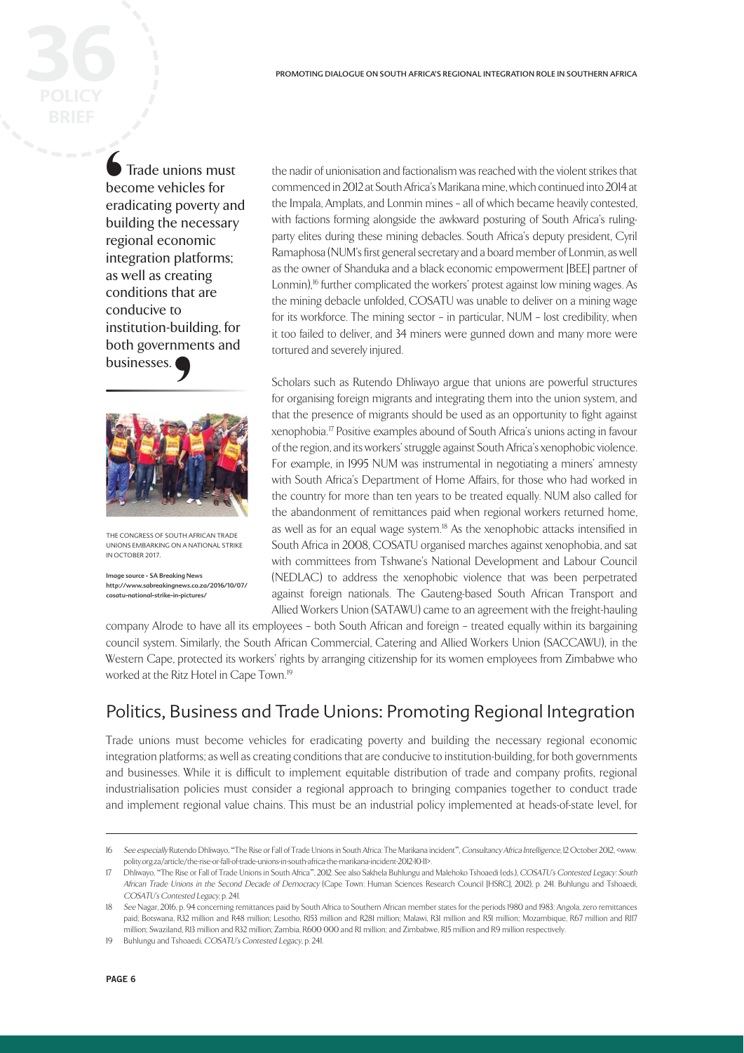> Trade unions must become vehicles for eradicating poverty and building the necessary regional economic integration platforms; as well as creating conditions that are conducive to institution-building, for both governments and businesses.

THE CONGRESS OF SOUTH AFRICAN TRADE UNIONS EMBARKING ON A NATIONAL STRIKE IN OCTOBER 2017.

Image source – SA Breaking News http://www.sabreakingnews.co.za/2016/10/07/cosatu-national-strike-in-pictures/

the nadir of unionisation and factionalism was reached with the violent strikes that commenced in 2012 at South Africa's Marikana mine, which continued into 2014 at the Impala, Amplats, and Lonmin mines – all of which became heavily contested, with factions forming alongside the awkward posturing of South Africa's ruling-party elites during these mining debacles. South Africa's deputy president, Cyril Ramaphosa (NUM's first general secretary and a board member of Lonmin, as well as the owner of Shanduka and a black economic empowerment [BEE] partner of Lonmin),[16] further complicated the workers' protest against low mining wages. As the mining debacle unfolded, COSATU was unable to deliver on a mining wage for its workforce. The mining sector – in particular, NUM – lost credibility, when it too failed to deliver, and 34 miners were gunned down and many more were tortured and severely injured.

Scholars such as Rutendo Dhliwayo argue that unions are powerful structures for organising foreign migrants and integrating them into the union system, and that the presence of migrants should be used as an opportunity to fight against xenophobia.[17] Positive examples abound of South Africa's unions acting in favour of the region, and its workers' struggle against South Africa's xenophobic violence. For example, in 1995 NUM was instrumental in negotiating a miners' amnesty with South Africa's Department of Home Affairs, for those who had worked in the country for more than ten years to be treated equally. NUM also called for the abandonment of remittances paid when regional workers returned home, as well as for an equal wage system.[18] As the xenophobic attacks intensified in South Africa in 2008, COSATU organised marches against xenophobia, and sat with committees from Tshwane's National Development and Labour Council (NEDLAC) to address the xenophobic violence that was been perpetrated against foreign nationals. The Gauteng-based South African Transport and Allied Workers Union (SATAWU) came to an agreement with the freight-hauling company Alrode to have all its employees – both South African and foreign – treated equally within its bargaining council system. Similarly, the South African Commercial, Catering and Allied Workers Union (SACCAWU), in the Western Cape, protected its workers' rights by arranging citizenship for its women employees from Zimbabwe who worked at the Ritz Hotel in Cape Town.[19]

## Politics, Business and Trade Unions: Promoting Regional Integration

Trade unions must become vehicles for eradicating poverty and building the necessary regional economic integration platforms; as well as creating conditions that are conducive to institution-building, for both governments and businesses. While it is difficult to implement equitable distribution of trade and company profits, regional industrialisation policies must consider a regional approach to bringing companies together to conduct trade and implement regional value chains. This must be an industrial policy implemented at heads-of-state level, for

---

16 *See especially* Rutendo Dhliwayo, "The Rise or Fall of Trade Unions in South Africa: The Marikana incident", *Consultancy Africa Intelligence*, 12 October 2012, <www.polity.org.za/article/the-rise-or-fall-of-trade-unions-in-south-africa-the-marikana-incident-2012-10-11>.

17 Dhliwayo, "The Rise or Fall of Trade Unions in South Africa", 2012. See also Sakhela Buhlungu and Malehoko Tshoaedi (eds.), *COSATU's Contested Legacy: South African Trade Unions in the Second Decade of Democracy* (Cape Town: Human Sciences Research Council [HSRC], 2012), p. 241. Buhlungu and Tshoaedi, *COSATU's Contested Legacy*, p. 241.

18 *See* Nagar, 2016, p. 94 concerning remittances paid by South Africa to Southern African member states for the periods 1980 and 1983: Angola, zero remittances paid; Botswana, R32 million and R48 million; Lesotho, R153 million and R281 million; Malawi, R31 million and R51 million; Mozambique, R67 million and R117 million; Swaziland, R13 million and R32 million; Zambia, R600 000 and R1 million; and Zimbabwe, R15 million and R9 million respectively.

19 Buhlungu and Tshoaedi, *COSATU's Contested Legacy*, p. 241.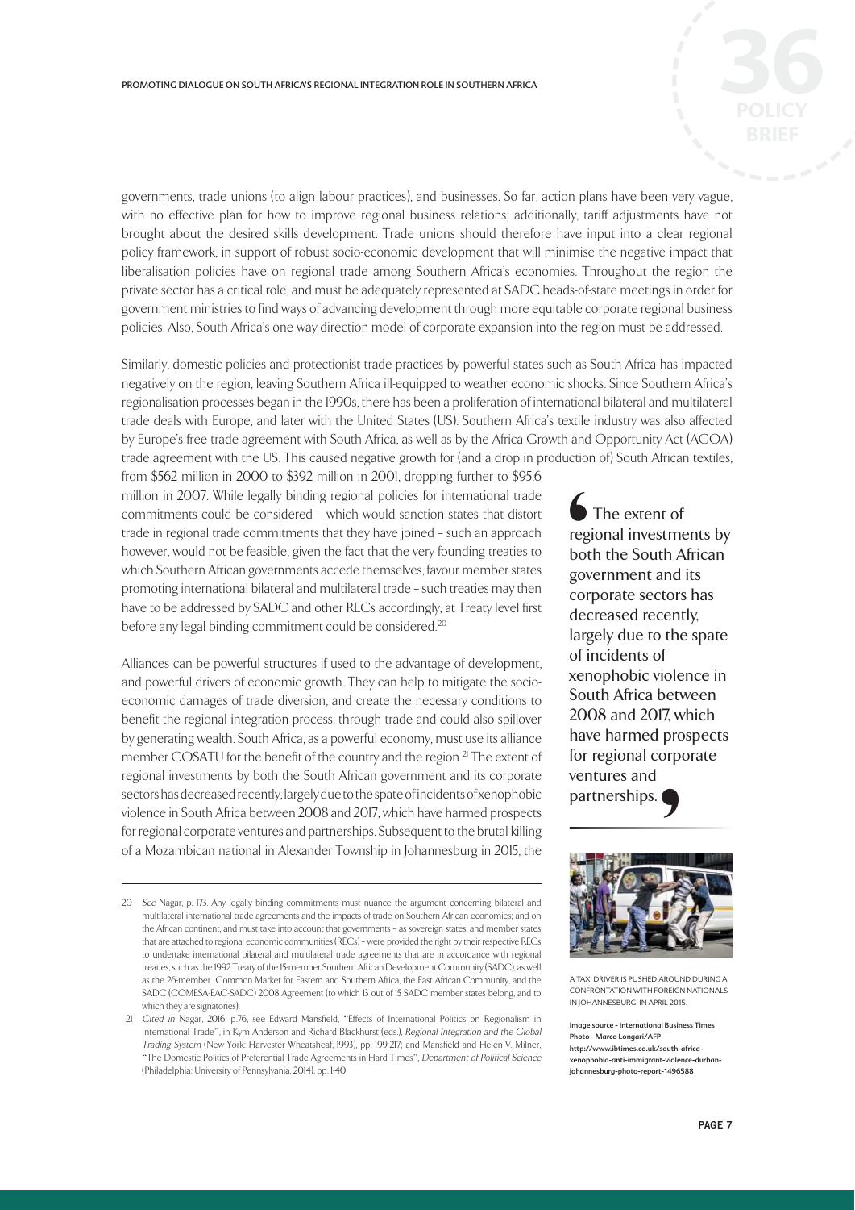governments, trade unions (to align labour practices), and businesses. So far, action plans have been very vague, with no effective plan for how to improve regional business relations; additionally, tariff adjustments have not brought about the desired skills development. Trade unions should therefore have input into a clear regional policy framework, in support of robust socio-economic development that will minimise the negative impact that liberalisation policies have on regional trade among Southern Africa's economies. Throughout the region the private sector has a critical role, and must be adequately represented at SADC heads-of-state meetings in order for government ministries to find ways of advancing development through more equitable corporate regional business policies. Also, South Africa's one-way direction model of corporate expansion into the region must be addressed.

Similarly, domestic policies and protectionist trade practices by powerful states such as South Africa has impacted negatively on the region, leaving Southern Africa ill-equipped to weather economic shocks. Since Southern Africa's regionalisation processes began in the 1990s, there has been a proliferation of international bilateral and multilateral trade deals with Europe, and later with the United States (US). Southern Africa's textile industry was also affected by Europe's free trade agreement with South Africa, as well as by the Africa Growth and Opportunity Act (AGOA) trade agreement with the US. This caused negative growth for (and a drop in production of) South African textiles, from \$562 million in 2000 to \$392 million in 2001, dropping further to \$95.6 million in 2007. While legally binding regional policies for international trade commitments could be considered – which would sanction states that distort trade in regional trade commitments that they have joined – such an approach however, would not be feasible, given the fact that the very founding treaties to which Southern African governments accede themselves, favour member states promoting international bilateral and multilateral trade – such treaties may then have to be addressed by SADC and other RECs accordingly, at Treaty level first before any legal binding commitment could be considered.[20]

Alliances can be powerful structures if used to the advantage of development, and powerful drivers of economic growth. They can help to mitigate the socio-economic damages of trade diversion, and create the necessary conditions to benefit the regional integration process, through trade and could also spillover by generating wealth. South Africa, as a powerful economy, must use its alliance member COSATU for the benefit of the country and the region.[21] The extent of regional investments by both the South African government and its corporate sectors has decreased recently, largely due to the spate of incidents of xenophobic violence in South Africa between 2008 and 2017, which have harmed prospects for regional corporate ventures and partnerships. Subsequent to the brutal killing of a Mozambican national in Alexander Township in Johannesburg in 2015, the

> The extent of regional investments by both the South African government and its corporate sectors has decreased recently, largely due to the spate of incidents of xenophobic violence in South Africa between 2008 and 2017, which have harmed prospects for regional corporate ventures and partnerships.

A TAXI DRIVER IS PUSHED AROUND DURING A CONFRONTATION WITH FOREIGN NATIONALS IN JOHANNESBURG, IN APRIL 2015.

**Image source - International Business Times Photo - Marco Longari/AFP**
http://www.ibtimes.co.uk/south-africa-xenophobia-anti-immigrant-violence-durban-johannesburg-photo-report-1496588

---

20 *See* Nagar, p. 173. Any legally binding commitments must nuance the argument concerning bilateral and multilateral international trade agreements and the impacts of trade on Southern African economies; and on the African continent, and must take into account that governments – as sovereign states, and member states that are attached to regional economic communities (RECs) – were provided the right by their respective RECs to undertake international bilateral and multilateral trade agreements that are in accordance with regional treaties, such as the 1992 Treaty of the 15-member Southern African Development Community (SADC), as well as the 26-member Common Market for Eastern and Southern Africa, the East African Community, and the SADC (COMESA-EAC-SADC) 2008 Agreement (to which 13 out of 15 SADC member states belong, and to which they are signatories).

21 *Cited in* Nagar, 2016, p.76, see Edward Mansfield, "Effects of International Politics on Regionalism in International Trade", in Kym Anderson and Richard Blackhurst (eds.), *Regional Integration and the Global Trading System* (New York: Harvester Wheatsheaf, 1993), pp. 199-217; and Mansfield and Helen V. Milner, "The Domestic Politics of Preferential Trade Agreements in Hard Times", *Department of Political Science* (Philadelphia: University of Pennsylvania, 2014), pp. 1-40.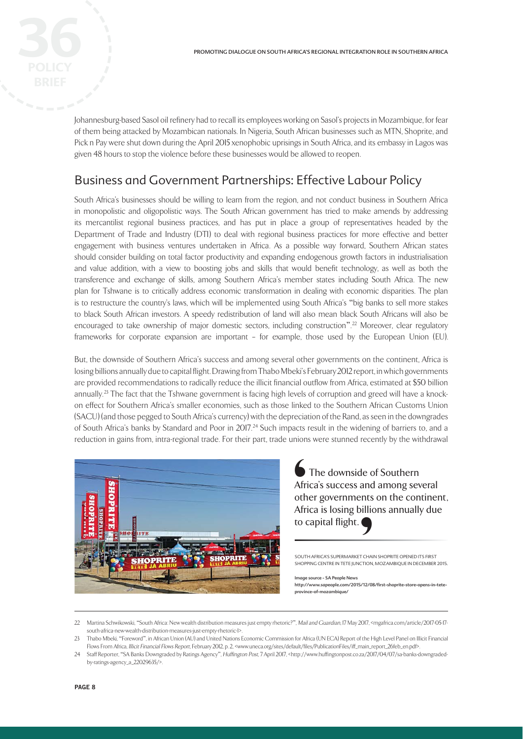Johannesburg-based Sasol oil refinery had to recall its employees working on Sasol's projects in Mozambique, for fear of them being attacked by Mozambican nationals. In Nigeria, South African businesses such as MTN, Shoprite, and Pick n Pay were shut down during the April 2015 xenophobic uprisings in South Africa, and its embassy in Lagos was given 48 hours to stop the violence before these businesses would be allowed to reopen.

## Business and Government Partnerships: Effective Labour Policy

South Africa's businesses should be willing to learn from the region, and not conduct business in Southern Africa in monopolistic and oligopolistic ways. The South African government has tried to make amends by addressing its mercantilist regional business practices, and has put in place a group of representatives headed by the Department of Trade and Industry (DTI) to deal with regional business practices for more effective and better engagement with business ventures undertaken in Africa. As a possible way forward, Southern African states should consider building on total factor productivity and expanding endogenous growth factors in industrialisation and value addition, with a view to boosting jobs and skills that would benefit technology, as well as both the transference and exchange of skills, among Southern Africa's member states including South Africa. The new plan for Tshwane is to critically address economic transformation in dealing with economic disparities. The plan is to restructure the country's laws, which will be implemented using South Africa's "big banks to sell more stakes to black South African investors. A speedy redistribution of land will also mean black South Africans will also be encouraged to take ownership of major domestic sectors, including construction".[22] Moreover, clear regulatory frameworks for corporate expansion are important – for example, those used by the European Union (EU).

But, the downside of Southern Africa's success and among several other governments on the continent, Africa is losing billions annually due to capital flight. Drawing from Thabo Mbeki's February 2012 report, in which governments are provided recommendations to radically reduce the illicit financial outflow from Africa, estimated at $50 billion annually.[23] The fact that the Tshwane government is facing high levels of corruption and greed will have a knock-on effect for Southern Africa's smaller economies, such as those linked to the Southern African Customs Union (SACU) (and those pegged to South Africa's currency) with the depreciation of the Rand, as seen in the downgrades of South Africa's banks by Standard and Poor in 2017.[24] Such impacts result in the widening of barriers to, and a reduction in gains from, intra-regional trade. For their part, trade unions were stunned recently by the withdrawal

> The downside of Southern Africa's success and among several other governments on the continent, Africa is losing billions annually due to capital flight.

SOUTH AFRICA'S SUPERMARKET CHAIN SHOPRITE OPENED ITS FIRST SHOPPING CENTRE IN TETE JUNCTION, MOZAMBIQUE IN DECEMBER 2015.

Image source - SA People News
http://www.sapeople.com/2015/12/08/first-shoprite-store-opens-in-tete-province-of-mozambique/

---

22 Martina Schwikowski, "South Africa: New wealth distribution measures just empty rhetoric?", *Mail and Guardian*, 17 May 2017, <mgafrica.com/article/2017-05-17-south-africa-new-wealth-distribution-measures-just-empty-rhetoric-1>.

23 Thabo Mbeki, "Foreword", in African Union (AU) and United Nations Economic Commission for Africa (UN ECA) Report of the High Level Panel on Illicit Financial Flows From Africa, *Illicit Financial Flows Report*, February 2012, p. 2, <www.uneca.org/sites/default/files/PublicationFiles/iff_main_report_26feb_en.pdf>.

24 Staff Reporter, "SA Banks Downgraded by Ratings Agency", *Huffington Post*, 7 April 2017, <http://www.huffingtonpost.co.za/2017/04/07/sa-banks-downgraded-by-ratings-agency_a_22029635/>.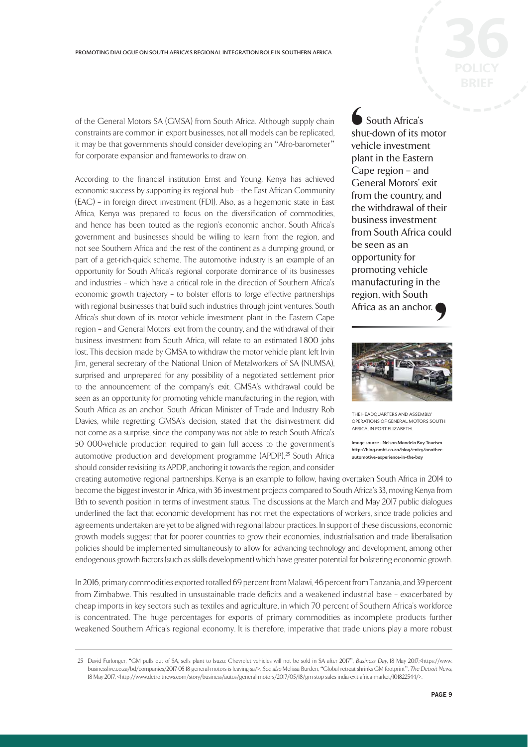of the General Motors SA (GMSA) from South Africa. Although supply chain constraints are common in export businesses, not all models can be replicated, it may be that governments should consider developing an "Afro-barometer" for corporate expansion and frameworks to draw on.

According to the financial institution Ernst and Young, Kenya has achieved economic success by supporting its regional hub – the East African Community (EAC) – in foreign direct investment (FDI). Also, as a hegemonic state in East Africa, Kenya was prepared to focus on the diversification of commodities, and hence has been touted as the region's economic anchor. South Africa's government and businesses should be willing to learn from the region, and not see Southern Africa and the rest of the continent as a dumping ground, or part of a get-rich-quick scheme. The automotive industry is an example of an opportunity for South Africa's regional corporate dominance of its businesses and industries – which have a critical role in the direction of Southern Africa's economic growth trajectory – to bolster efforts to forge effective partnerships with regional businesses that build such industries through joint ventures. South Africa's shut-down of its motor vehicle investment plant in the Eastern Cape region – and General Motors' exit from the country, and the withdrawal of their business investment from South Africa, will relate to an estimated 1 800 jobs lost. This decision made by GMSA to withdraw the motor vehicle plant left Irvin Jim, general secretary of the National Union of Metalworkers of SA (NUMSA), surprised and unprepared for any possibility of a negotiated settlement prior to the announcement of the company's exit. GMSA's withdrawal could be seen as an opportunity for promoting vehicle manufacturing in the region, with South Africa as an anchor. South African Minister of Trade and Industry Rob Davies, while regretting GMSA's decision, stated that the disinvestment did not come as a surprise, since the company was not able to reach South Africa's 50 000-vehicle production required to gain full access to the government's automotive production and development programme (APDP).[25] South Africa should consider revisiting its APDP, anchoring it towards the region, and consider creating automotive regional partnerships. Kenya is an example to follow, having overtaken South Africa in 2014 to become the biggest investor in Africa, with 36 investment projects compared to South Africa's 33, moving Kenya from 13th to seventh position in terms of investment status. The discussions at the March and May 2017 public dialogues underlined the fact that economic development has not met the expectations of workers, since trade policies and agreements undertaken are yet to be aligned with regional labour practices. In support of these discussions, economic growth models suggest that for poorer countries to grow their economies, industrialisation and trade liberalisation policies should be implemented simultaneously to allow for advancing technology and development, among other endogenous growth factors (such as skills development) which have greater potential for bolstering economic growth.

> South Africa's shut-down of its motor vehicle investment plant in the Eastern Cape region – and General Motors' exit from the country, and the withdrawal of their business investment from South Africa could be seen as an opportunity for promoting vehicle manufacturing in the region, with South Africa as an anchor.

THE HEADQUARTERS AND ASSEMBLY OPERATIONS OF GENERAL MOTORS SOUTH AFRICA, IN PORT ELIZABETH.

Image source – Nelson Mandela Bay Tourism http://blog.nmbt.co.za/blog/entry/another-automotive-experience-in-the-bay

In 2016, primary commodities exported totalled 69 percent from Malawi, 46 percent from Tanzania, and 39 percent from Zimbabwe. This resulted in unsustainable trade deficits and a weakened industrial base – exacerbated by cheap imports in key sectors such as textiles and agriculture, in which 70 percent of Southern Africa's workforce is concentrated. The huge percentages for exports of primary commodities as incomplete products further weakened Southern Africa's regional economy. It is therefore, imperative that trade unions play a more robust

---

25 David Furlonger, "GM pulls out of SA, sells plant to Isuzu: Chevrolet vehicles will not be sold in SA after 2017", *Business Day*, 18 May 2017,<https://www.businesslive.co.za/bd/companies/2017-05-18-general-motors-is-leaving-sa/>. *See also* Melissa Burden, "Global retreat shrinks GM footprint", *The Detroit News*, 18 May 2017, <http://www.detroitnews.com/story/business/autos/general-motors/2017/05/18/gm-stop-sales-india-exit-africa-market/101822544/>.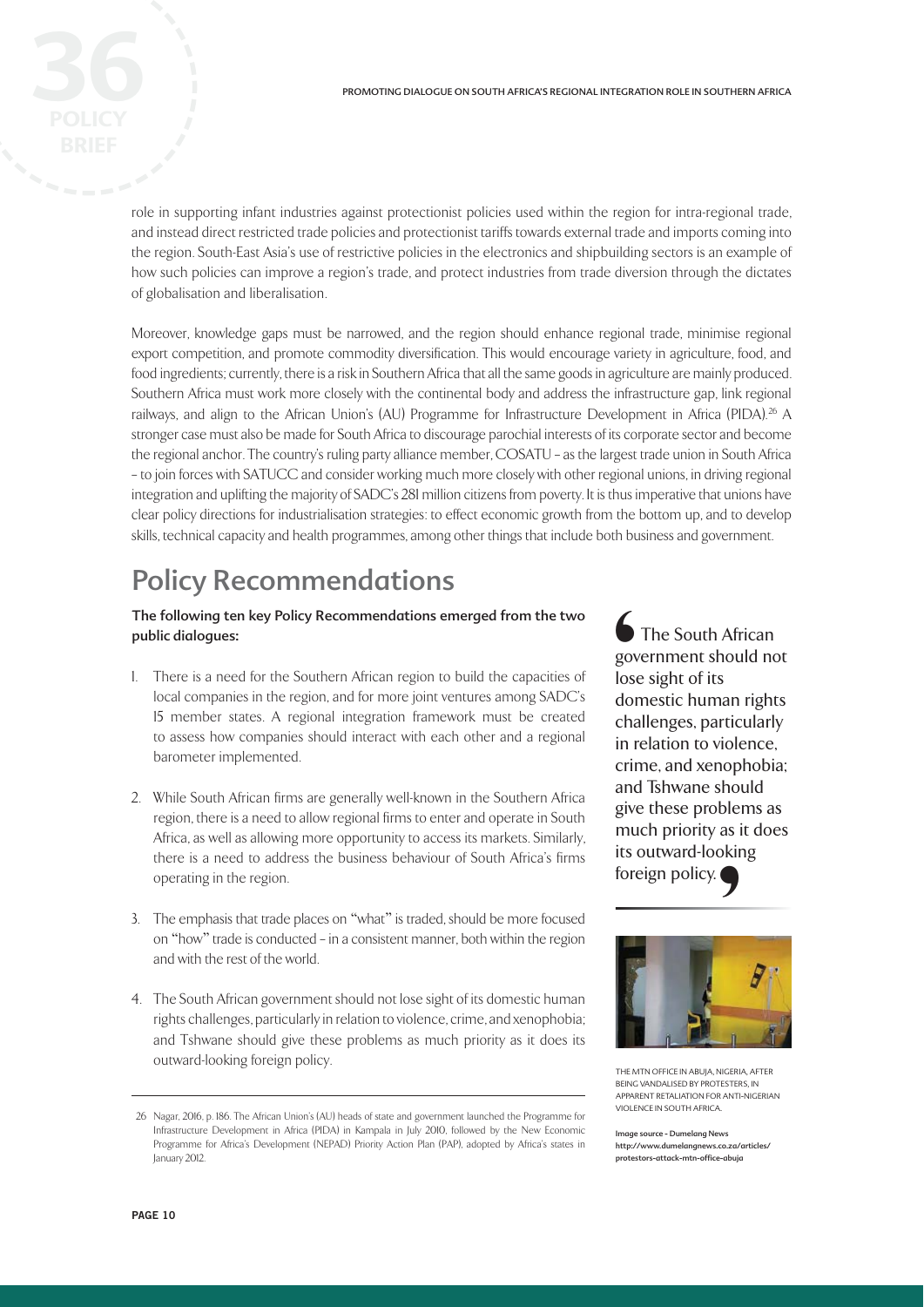role in supporting infant industries against protectionist policies used within the region for intra-regional trade, and instead direct restricted trade policies and protectionist tariffs towards external trade and imports coming into the region. South-East Asia's use of restrictive policies in the electronics and shipbuilding sectors is an example of how such policies can improve a region's trade, and protect industries from trade diversion through the dictates of globalisation and liberalisation.

Moreover, knowledge gaps must be narrowed, and the region should enhance regional trade, minimise regional export competition, and promote commodity diversification. This would encourage variety in agriculture, food, and food ingredients; currently, there is a risk in Southern Africa that all the same goods in agriculture are mainly produced. Southern Africa must work more closely with the continental body and address the infrastructure gap, link regional railways, and align to the African Union's (AU) Programme for Infrastructure Development in Africa (PIDA).[26] A stronger case must also be made for South Africa to discourage parochial interests of its corporate sector and become the regional anchor. The country's ruling party alliance member, COSATU – as the largest trade union in South Africa – to join forces with SATUCC and consider working much more closely with other regional unions, in driving regional integration and uplifting the majority of SADC's 281 million citizens from poverty. It is thus imperative that unions have clear policy directions for industrialisation strategies: to effect economic growth from the bottom up, and to develop skills, technical capacity and health programmes, among other things that include both business and government.

## Policy Recommendations

**The following ten key Policy Recommendations emerged from the two public dialogues:**

1. There is a need for the Southern African region to build the capacities of local companies in the region, and for more joint ventures among SADC's 15 member states. A regional integration framework must be created to assess how companies should interact with each other and a regional barometer implemented.

2. While South African firms are generally well-known in the Southern Africa region, there is a need to allow regional firms to enter and operate in South Africa, as well as allowing more opportunity to access its markets. Similarly, there is a need to address the business behaviour of South Africa's firms operating in the region.

3. The emphasis that trade places on "what" is traded, should be more focused on "how" trade is conducted – in a consistent manner, both within the region and with the rest of the world.

4. The South African government should not lose sight of its domestic human rights challenges, particularly in relation to violence, crime, and xenophobia; and Tshwane should give these problems as much priority as it does its outward-looking foreign policy.

> "The South African government should not lose sight of its domestic human rights challenges, particularly in relation to violence, crime, and xenophobia; and Tshwane should give these problems as much priority as it does its outward-looking foreign policy."

THE MTN OFFICE IN ABUJA, NIGERIA, AFTER BEING VANDALISED BY PROTESTERS, IN APPARENT RETALIATION FOR ANTI-NIGERIAN VIOLENCE IN SOUTH AFRICA.

Image source - Dumelang News
http://www.dumelangnews.co.za/articles/protestors-attack-mtn-office-abuja

---

[26] Nagar, 2016, p. 186. The African Union's (AU) heads of state and government launched the Programme for Infrastructure Development in Africa (PIDA) in Kampala in July 2010, followed by the New Economic Programme for Africa's Development (NEPAD) Priority Action Plan (PAP), adopted by Africa's states in January 2012.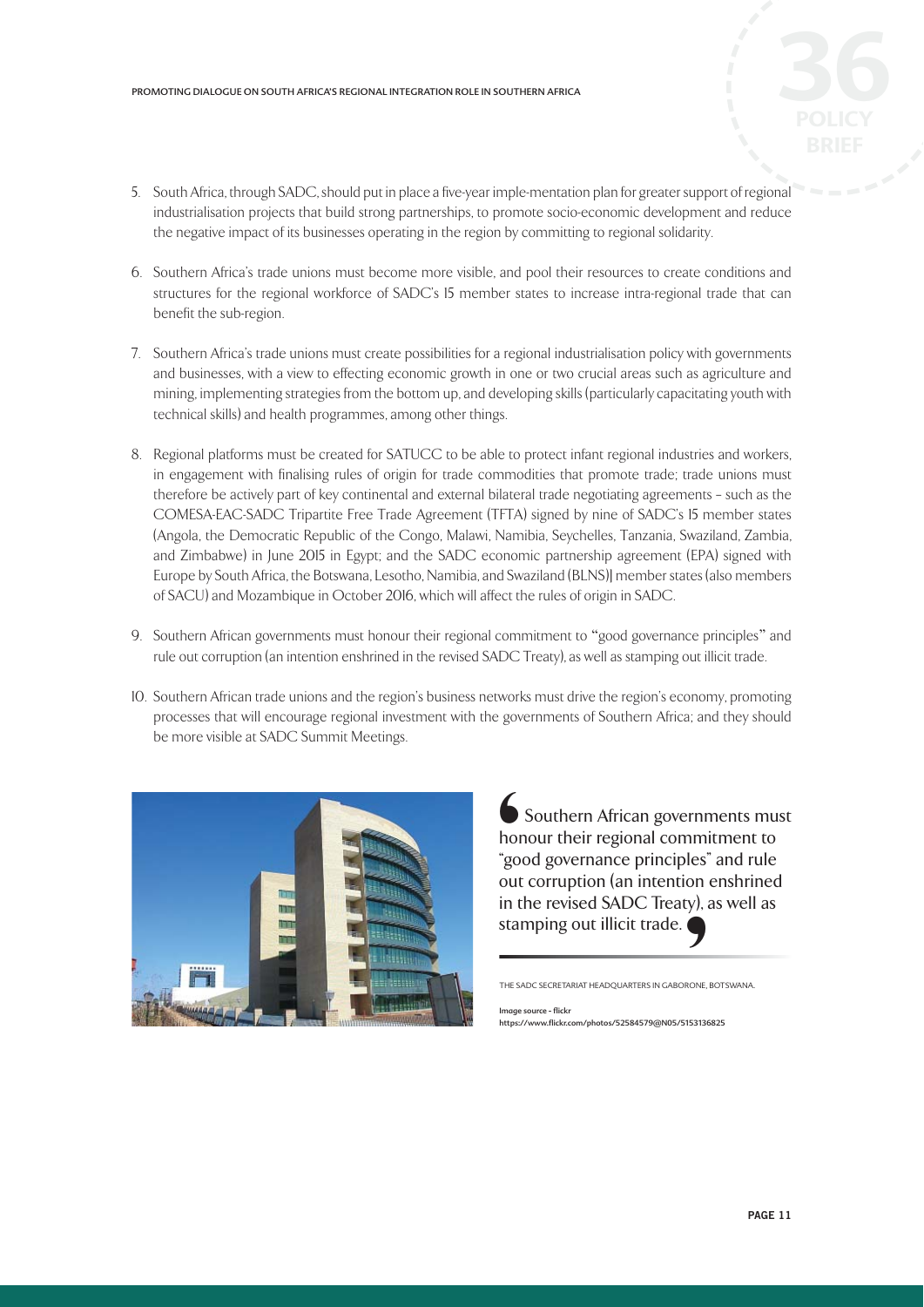5. South Africa, through SADC, should put in place a five-year imple-mentation plan for greater support of regional industrialisation projects that build strong partnerships, to promote socio-economic development and reduce the negative impact of its businesses operating in the region by committing to regional solidarity.

6. Southern Africa's trade unions must become more visible, and pool their resources to create conditions and structures for the regional workforce of SADC's 15 member states to increase intra-regional trade that can benefit the sub-region.

7. Southern Africa's trade unions must create possibilities for a regional industrialisation policy with governments and businesses, with a view to effecting economic growth in one or two crucial areas such as agriculture and mining, implementing strategies from the bottom up, and developing skills (particularly capacitating youth with technical skills) and health programmes, among other things.

8. Regional platforms must be created for SATUCC to be able to protect infant regional industries and workers, in engagement with finalising rules of origin for trade commodities that promote trade; trade unions must therefore be actively part of key continental and external bilateral trade negotiating agreements – such as the COMESA-EAC-SADC Tripartite Free Trade Agreement (TFTA) signed by nine of SADC's 15 member states (Angola, the Democratic Republic of the Congo, Malawi, Namibia, Seychelles, Tanzania, Swaziland, Zambia, and Zimbabwe) in June 2015 in Egypt; and the SADC economic partnership agreement (EPA) signed with Europe by South Africa, the Botswana, Lesotho, Namibia, and Swaziland (BLNS)] member states (also members of SACU) and Mozambique in October 2016, which will affect the rules of origin in SADC.

9. Southern African governments must honour their regional commitment to "good governance principles" and rule out corruption (an intention enshrined in the revised SADC Treaty), as well as stamping out illicit trade.

10. Southern African trade unions and the region's business networks must drive the region's economy, promoting processes that will encourage regional investment with the governments of Southern Africa; and they should be more visible at SADC Summit Meetings.

> Southern African governments must honour their regional commitment to "good governance principles" and rule out corruption (an intention enshrined in the revised SADC Treaty), as well as stamping out illicit trade.

THE SADC SECRETARIAT HEADQUARTERS IN GABORONE, BOTSWANA.

Image source - flickr
https://www.flickr.com/photos/52584579@N05/5153136825